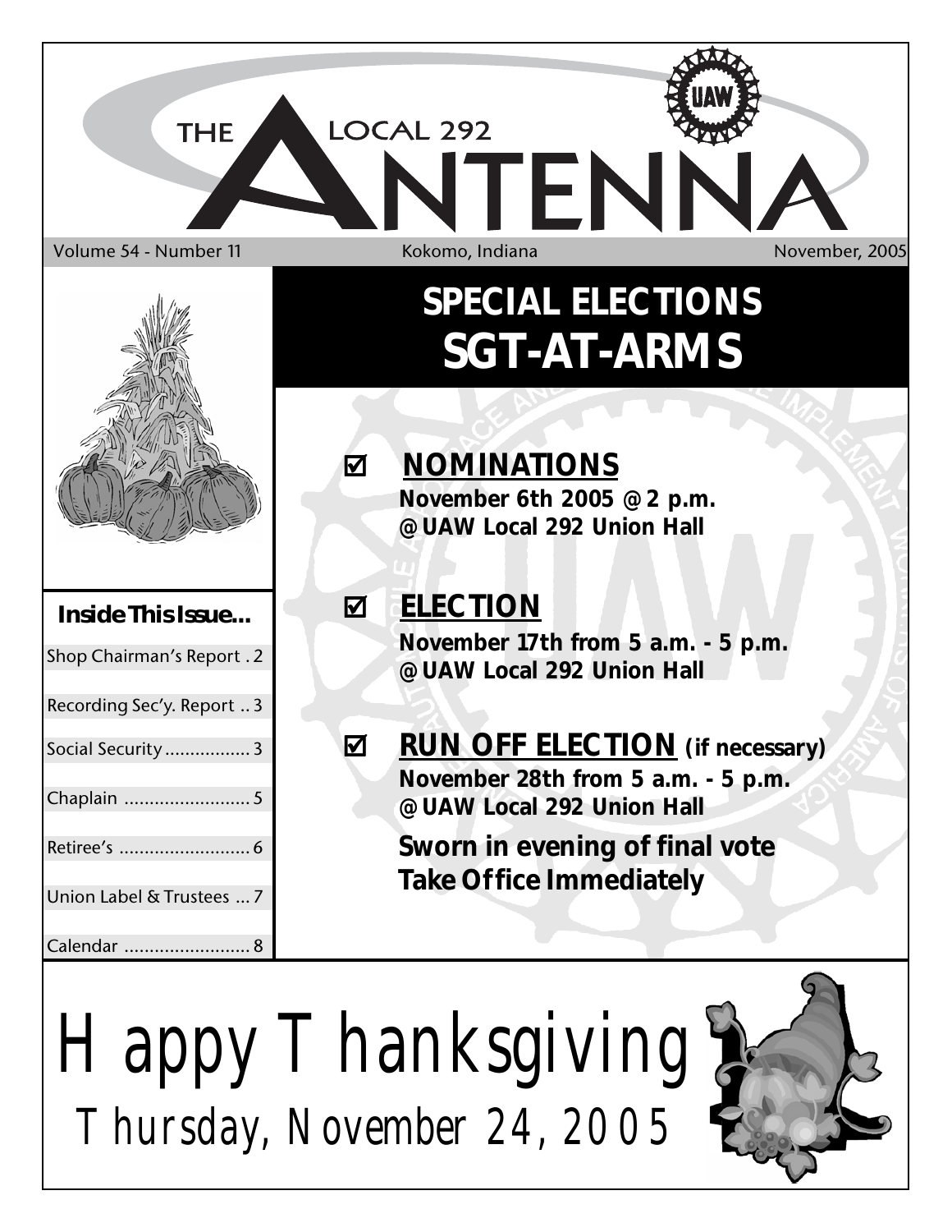# THE LOCAL 292 ANTENNA

Volume 54 - Number 11 | Kokomo, Indiana | November, 2005

## SPECIAL ELECTIONS
## SGT-AT-ARMS

☑ **NOMINATIONS**
**November 6th 2005 @ 2 p.m.**
**@ UAW Local 292 Union Hall**

☑ **ELECTION**
**November 17th from 5 a.m. - 5 p.m.**
**@ UAW Local 292 Union Hall**

☑ **RUN OFF ELECTION** **(if necessary)**
**November 28th from 5 a.m. - 5 p.m.**
**@ UAW Local 292 Union Hall**

**Sworn in evening of final vote**
**Take Office Immediately**

### Inside This Issue...

- Shop Chairman's Report . 2
- Recording Sec'y. Report .. 3
- Social Security ................ 3
- Chaplain ........................ 5
- Retiree's ......................... 6
- Union Label & Trustees ... 7
- Calendar ........................ 8

# Happy Thanksgiving
## Thursday, November 24, 2005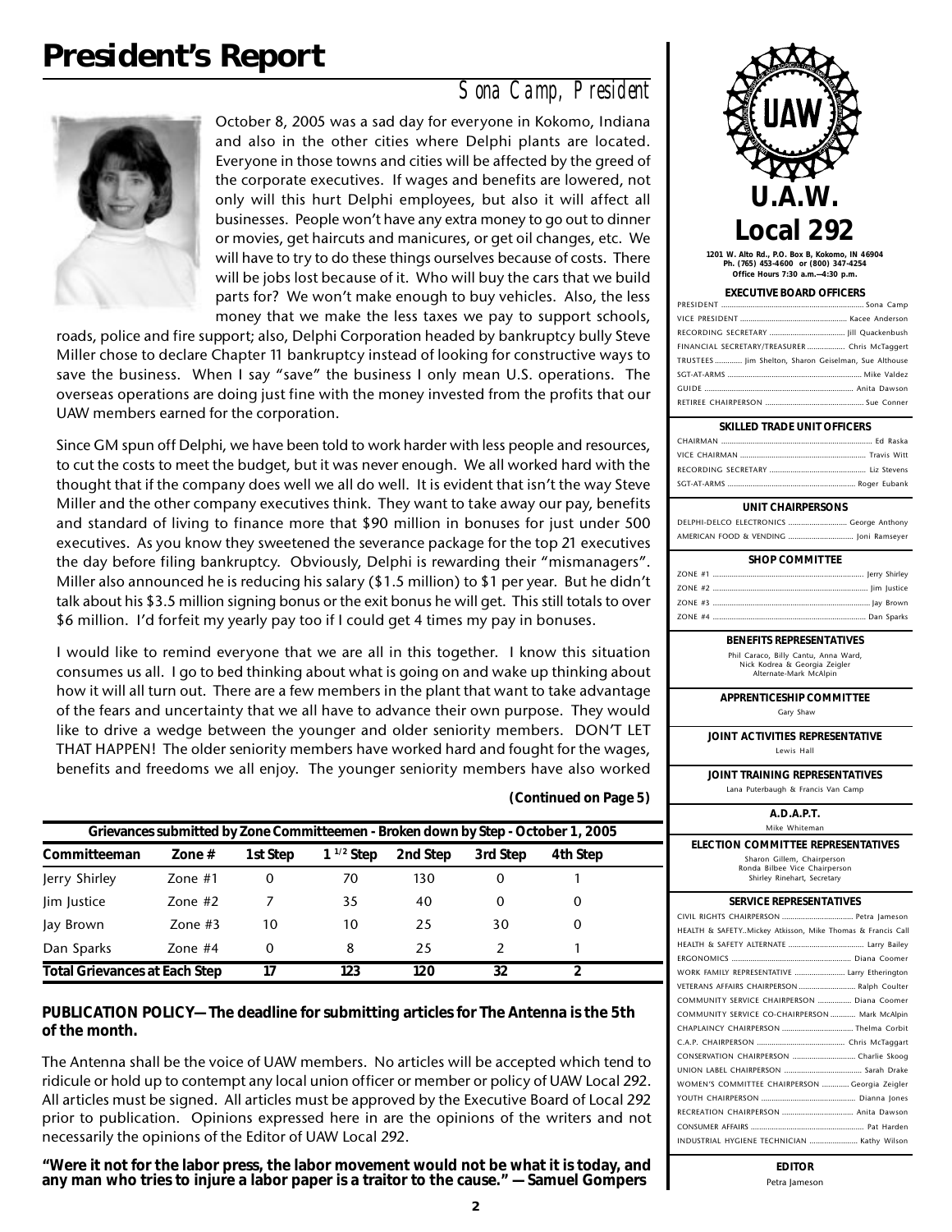# President's Report

*Sona Camp, President*

October 8, 2005 was a sad day for everyone in Kokomo, Indiana and also in the other cities where Delphi plants are located. Everyone in those towns and cities will be affected by the greed of the corporate executives. If wages and benefits are lowered, not only will this hurt Delphi employees, but also it will affect all businesses. People won't have any extra money to go out to dinner or movies, get haircuts and manicures, or get oil changes, etc. We will have to try to do these things ourselves because of costs. There will be jobs lost because of it. Who will buy the cars that we build parts for? We won't make enough to buy vehicles. Also, the less money that we make the less taxes we pay to support schools, roads, police and fire support; also, Delphi Corporation headed by bankruptcy bully Steve Miller chose to declare Chapter 11 bankruptcy instead of looking for constructive ways to save the business. When I say "save" the business I only mean U.S. operations. The overseas operations are doing just fine with the money invested from the profits that our UAW members earned for the corporation.

Since GM spun off Delphi, we have been told to work harder with less people and resources, to cut the costs to meet the budget, but it was never enough. We all worked hard with the thought that if the company does well we all do well. It is evident that isn't the way Steve Miller and the other company executives think. They want to take away our pay, benefits and standard of living to finance more that $90 million in bonuses for just under 500 executives. As you know they sweetened the severance package for the top 21 executives the day before filing bankruptcy. Obviously, Delphi is rewarding their "mismanagers". Miller also announced he is reducing his salary ($1.5 million) to $1 per year. But he didn't talk about his $3.5 million signing bonus or the exit bonus he will get. This still totals to over $6 million. I'd forfeit my yearly pay too if I could get 4 times my pay in bonuses.

I would like to remind everyone that we are all in this together. I know this situation consumes us all. I go to bed thinking about what is going on and wake up thinking about how it will all turn out. There are a few members in the plant that want to take advantage of the fears and uncertainty that we all have to advance their own purpose. They would like to drive a wedge between the younger and older seniority members. DON'T LET THAT HAPPEN! The older seniority members have worked hard and fought for the wages, benefits and freedoms we all enjoy. The younger seniority members have also worked

**(Continued on Page 5)**

**Grievances submitted by Zone Committeemen - Broken down by Step - October 1, 2005**

| Committeeman | Zone # | 1st Step | 1 1/2 Step | 2nd Step | 3rd Step | 4th Step |
|---|---|---|---|---|---|---|
| Jerry Shirley | Zone #1 | 0 | 70 | 130 | 0 | 1 |
| Jim Justice | Zone #2 | 7 | 35 | 40 | 0 | 0 |
| Jay Brown | Zone #3 | 10 | 10 | 25 | 30 | 0 |
| Dan Sparks | Zone #4 | 0 | 8 | 25 | 2 | 1 |
| **Total Grievances at Each Step** | | **17** | **123** | **120** | **32** | **2** |

**PUBLICATION POLICY—The deadline for submitting articles for The Antenna is the 5th of the month.**

The Antenna shall be the voice of UAW members. No articles will be accepted which tend to ridicule or hold up to contempt any local union officer or member or policy of UAW Local 292. All articles must be signed. All articles must be approved by the Executive Board of Local 292 prior to publication. Opinions expressed here in are the opinions of the writers and not necessarily the opinions of the Editor of UAW Local 292.

**"Were it not for the labor press, the labor movement would not be what it is today, and any man who tries to injure a labor paper is a traitor to the cause." — Samuel Gompers**

## U.A.W. Local 292

**1201 W. Alto Rd., P.O. Box B, Kokomo, IN 46904**
**Ph. (765) 453-4600 or (800) 347-4254**
**Office Hours 7:30 a.m.—4:30 p.m.**

**EXECUTIVE BOARD OFFICERS**

- PRESIDENT .... Sona Camp
- VICE PRESIDENT .... Kacee Anderson
- RECORDING SECRETARY .... Jill Quackenbush
- FINANCIAL SECRETARY/TREASURER .... Chris McTaggert
- TRUSTEES .... Jim Shelton, Sharon Geiselman, Sue Althouse
- SGT-AT-ARMS .... Mike Valdez
- GUIDE .... Anita Dawson
- RETIREE CHAIRPERSON .... Sue Conner

**SKILLED TRADE UNIT OFFICERS**

- CHAIRMAN .... Ed Raska
- VICE CHAIRMAN .... Travis Witt
- RECORDING SECRETARY .... Liz Stevens
- SGT-AT-ARMS .... Roger Eubank

**UNIT CHAIRPERSONS**

- DELPHI-DELCO ELECTRONICS .... George Anthony
- AMERICAN FOOD & VENDING .... Joni Ramseyer

**SHOP COMMITTEE**

- ZONE #1 .... Jerry Shirley
- ZONE #2 .... Jim Justice
- ZONE #3 .... Jay Brown
- ZONE #4 .... Dan Sparks

**BENEFITS REPRESENTATIVES**

Phil Caraco, Billy Cantu, Anna Ward, Nick Kodrea & Georgia Zeigler
Alternate-Mark McAlpin

**APPRENTICESHIP COMMITTEE**

Gary Shaw

**JOINT ACTIVITIES REPRESENTATIVE**

Lewis Hall

**JOINT TRAINING REPRESENTATIVES**

Lana Puterbaugh & Francis Van Camp

**A.D.A.P.T.**

Mike Whiteman

**ELECTION COMMITTEE REPRESENTATIVES**

Sharon Gillem, Chairperson
Ronda Bilbee Vice Chairperson
Shirley Rinehart, Secretary

**SERVICE REPRESENTATIVES**

- CIVIL RIGHTS CHAIRPERSON .... Petra Jameson
- HEALTH & SAFETY .... Mickey Atkisson, Mike Thomas & Francis Call
- HEALTH & SAFETY ALTERNATE .... Larry Bailey
- ERGONOMICS .... Diana Coomer
- WORK FAMILY REPRESENTATIVE .... Larry Etherington
- VETERANS AFFAIRS CHAIRPERSON .... Ralph Coulter
- COMMUNITY SERVICE CHAIRPERSON .... Diana Coomer
- COMMUNITY SERVICE CO-CHAIRPERSON .... Mark McAlpin
- CHAPLAINCY CHAIRPERSON .... Thelma Corbit
- C.A.P. CHAIRPERSON .... Chris McTaggart
- CONSERVATION CHAIRPERSON .... Charlie Skoog
- UNION LABEL CHAIRPERSON .... Sarah Drake
- WOMEN'S COMMITTEE CHAIRPERSON .... Georgia Zeigler
- YOUTH CHAIRPERSON .... Dianna Jones
- RECREATION CHAIRPERSON .... Anita Dawson
- CONSUMER AFFAIRS .... Pat Harden
- INDUSTRIAL HYGIENE TECHNICIAN .... Kathy Wilson

**EDITOR**

Petra Jameson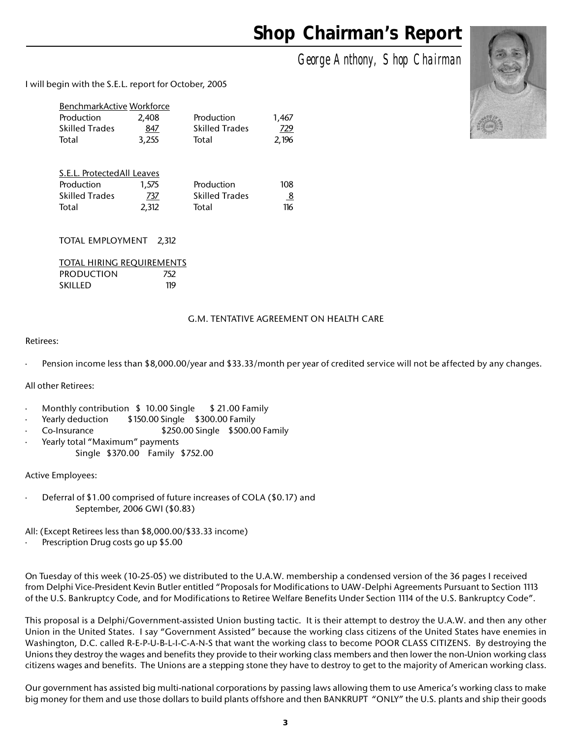# Shop Chairman's Report

*George Anthony, Shop Chairman*

I will begin with the S.E.L. report for October, 2005

| Benchmark | | Active Workforce | |
|---|---|---|---|
| Production | 2,408 | Production | 1,467 |
| Skilled Trades | 847 | Skilled Trades | 729 |
| Total | 3,255 | Total | 2,196 |

| S.E.L. Protected | | All Leaves | |
|---|---|---|---|
| Production | 1,575 | Production | 108 |
| Skilled Trades | 737 | Skilled Trades | 8 |
| Total | 2,312 | Total | 116 |

TOTAL EMPLOYMENT 2,312

| TOTAL HIRING REQUIREMENTS | |
|---|---|
| PRODUCTION | 752 |
| SKILLED | 119 |

G.M. TENTATIVE AGREEMENT ON HEALTH CARE

Retirees:

- Pension income less than $8,000.00/year and $33.33/month per year of credited service will not be affected by any changes.

All other Retirees:

- Monthly contribution $ 10.00 Single $ 21.00 Family
- Yearly deduction $150.00 Single $300.00 Family
- Co-Insurance $250.00 Single $500.00 Family
- Yearly total "Maximum" payments
  Single $370.00 Family $752.00

Active Employees:

- Deferral of $1.00 comprised of future increases of COLA ($0.17) and
  September, 2006 GWI ($0.83)

All: (Except Retirees less than $8,000.00/$33.33 income)
- Prescription Drug costs go up $5.00

On Tuesday of this week (10-25-05) we distributed to the U.A.W. membership a condensed version of the 36 pages I received from Delphi Vice-President Kevin Butler entitled "Proposals for Modifications to UAW-Delphi Agreements Pursuant to Section 1113 of the U.S. Bankruptcy Code, and for Modifications to Retiree Welfare Benefits Under Section 1114 of the U.S. Bankruptcy Code".

This proposal is a Delphi/Government-assisted Union busting tactic. It is their attempt to destroy the U.A.W. and then any other Union in the United States. I say "Government Assisted" because the working class citizens of the United States have enemies in Washington, D.C. called R-E-P-U-B-L-I-C-A-N-S that want the working class to become POOR CLASS CITIZENS. By destroying the Unions they destroy the wages and benefits they provide to their working class members and then lower the non-Union working class citizens wages and benefits. The Unions are a stepping stone they have to destroy to get to the majority of American working class.

Our government has assisted big multi-national corporations by passing laws allowing them to use America's working class to make big money for them and use those dollars to build plants offshore and then BANKRUPT "ONLY" the U.S. plants and ship their goods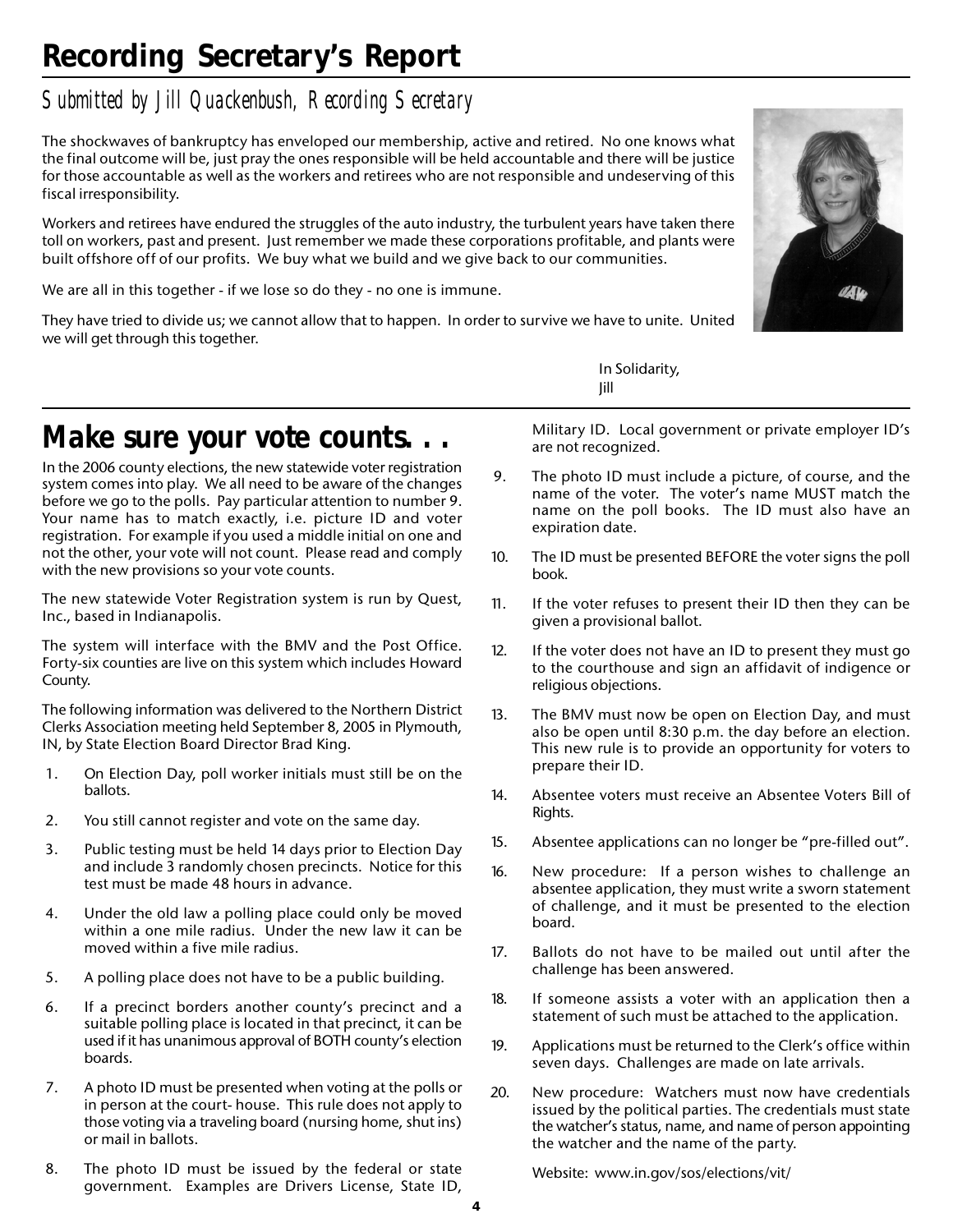# Recording Secretary's Report

*Submitted by Jill Quackenbush, Recording Secretary*

The shockwaves of bankruptcy has enveloped our membership, active and retired. No one knows what the final outcome will be, just pray the ones responsible will be held accountable and there will be justice for those accountable as well as the workers and retirees who are not responsible and undeserving of this fiscal irresponsibility.

Workers and retirees have endured the struggles of the auto industry, the turbulent years have taken there toll on workers, past and present. Just remember we made these corporations profitable, and plants were built offshore off of our profits. We buy what we build and we give back to our communities.

We are all in this together - if we lose so do they - no one is immune.

They have tried to divide us; we cannot allow that to happen. In order to survive we have to unite. United we will get through this together.

In Solidarity,
Jill

# Make sure your vote counts. . .

In the 2006 county elections, the new statewide voter registration system comes into play. We all need to be aware of the changes before we go to the polls. Pay particular attention to number 9. Your name has to match exactly, i.e. picture ID and voter registration. For example if you used a middle initial on one and not the other, your vote will not count. Please read and comply with the new provisions so your vote counts.

The new statewide Voter Registration system is run by Quest, Inc., based in Indianapolis.

The system will interface with the BMV and the Post Office. Forty-six counties are live on this system which includes Howard County.

The following information was delivered to the Northern District Clerks Association meeting held September 8, 2005 in Plymouth, IN, by State Election Board Director Brad King.

1. On Election Day, poll worker initials must still be on the ballots.
2. You still cannot register and vote on the same day.
3. Public testing must be held 14 days prior to Election Day and include 3 randomly chosen precincts. Notice for this test must be made 48 hours in advance.
4. Under the old law a polling place could only be moved within a one mile radius. Under the new law it can be moved within a five mile radius.
5. A polling place does not have to be a public building.
6. If a precinct borders another county's precinct and a suitable polling place is located in that precinct, it can be used if it has unanimous approval of BOTH county's election boards.
7. A photo ID must be presented when voting at the polls or in person at the court- house. This rule does not apply to those voting via a traveling board (nursing home, shut ins) or mail in ballots.
8. The photo ID must be issued by the federal or state government. Examples are Drivers License, State ID, Military ID. Local government or private employer ID's are not recognized.
9. The photo ID must include a picture, of course, and the name of the voter. The voter's name MUST match the name on the poll books. The ID must also have an expiration date.
10. The ID must be presented BEFORE the voter signs the poll book.
11. If the voter refuses to present their ID then they can be given a provisional ballot.
12. If the voter does not have an ID to present they must go to the courthouse and sign an affidavit of indigence or religious objections.
13. The BMV must now be open on Election Day, and must also be open until 8:30 p.m. the day before an election. This new rule is to provide an opportunity for voters to prepare their ID.
14. Absentee voters must receive an Absentee Voters Bill of Rights.
15. Absentee applications can no longer be "pre-filled out".
16. New procedure: If a person wishes to challenge an absentee application, they must write a sworn statement of challenge, and it must be presented to the election board.
17. Ballots do not have to be mailed out until after the challenge has been answered.
18. If someone assists a voter with an application then a statement of such must be attached to the application.
19. Applications must be returned to the Clerk's office within seven days. Challenges are made on late arrivals.
20. New procedure: Watchers must now have credentials issued by the political parties. The credentials must state the watcher's status, name, and name of person appointing the watcher and the name of the party.

Website: www.in.gov/sos/elections/vit/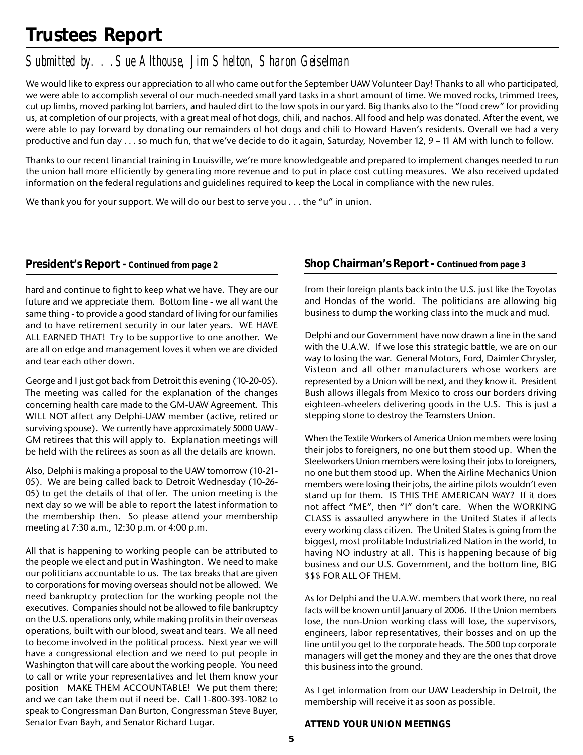# Trustees Report

## Submitted by. . .Sue Althouse, Jim Shelton, Sharon Geiselman

We would like to express our appreciation to all who came out for the September UAW Volunteer Day! Thanks to all who participated, we were able to accomplish several of our much-needed small yard tasks in a short amount of time. We moved rocks, trimmed trees, cut up limbs, moved parking lot barriers, and hauled dirt to the low spots in our yard. Big thanks also to the "food crew" for providing us, at completion of our projects, with a great meal of hot dogs, chili, and nachos. All food and help was donated. After the event, we were able to pay forward by donating our remainders of hot dogs and chili to Howard Haven's residents. Overall we had a very productive and fun day . . . so much fun, that we've decide to do it again, Saturday, November 12, 9 – 11 AM with lunch to follow.

Thanks to our recent financial training in Louisville, we're more knowledgeable and prepared to implement changes needed to run the union hall more efficiently by generating more revenue and to put in place cost cutting measures. We also received updated information on the federal regulations and guidelines required to keep the Local in compliance with the new rules.

We thank you for your support. We will do our best to serve you . . . the "u" in union.

### President's Report - Continued from page 2

hard and continue to fight to keep what we have. They are our future and we appreciate them. Bottom line - we all want the same thing - to provide a good standard of living for our families and to have retirement security in our later years. WE HAVE ALL EARNED THAT! Try to be supportive to one another. We are all on edge and management loves it when we are divided and tear each other down.

George and I just got back from Detroit this evening (10-20-05). The meeting was called for the explanation of the changes concerning health care made to the GM-UAW Agreement. This WILL NOT affect any Delphi-UAW member (active, retired or surviving spouse). We currently have approximately 5000 UAW-GM retirees that this will apply to. Explanation meetings will be held with the retirees as soon as all the details are known.

Also, Delphi is making a proposal to the UAW tomorrow (10-21-05). We are being called back to Detroit Wednesday (10-26-05) to get the details of that offer. The union meeting is the next day so we will be able to report the latest information to the membership then. So please attend your membership meeting at 7:30 a.m., 12:30 p.m. or 4:00 p.m.

All that is happening to working people can be attributed to the people we elect and put in Washington. We need to make our politicians accountable to us. The tax breaks that are given to corporations for moving overseas should not be allowed. We need bankruptcy protection for the working people not the executives. Companies should not be allowed to file bankruptcy on the U.S. operations only, while making profits in their overseas operations, built with our blood, sweat and tears. We all need to become involved in the political process. Next year we will have a congressional election and we need to put people in Washington that will care about the working people. You need to call or write your representatives and let them know your position MAKE THEM ACCOUNTABLE! We put them there; and we can take them out if need be. Call 1-800-393-1082 to speak to Congressman Dan Burton, Congressman Steve Buyer, Senator Evan Bayh, and Senator Richard Lugar.

### Shop Chairman's Report - Continued from page 3

from their foreign plants back into the U.S. just like the Toyotas and Hondas of the world. The politicians are allowing big business to dump the working class into the muck and mud.

Delphi and our Government have now drawn a line in the sand with the U.A.W. If we lose this strategic battle, we are on our way to losing the war. General Motors, Ford, Daimler Chrysler, Visteon and all other manufacturers whose workers are represented by a Union will be next, and they know it. President Bush allows illegals from Mexico to cross our borders driving eighteen-wheelers delivering goods in the U.S. This is just a stepping stone to destroy the Teamsters Union.

When the Textile Workers of America Union members were losing their jobs to foreigners, no one but them stood up. When the Steelworkers Union members were losing their jobs to foreigners, no one but them stood up. When the Airline Mechanics Union members were losing their jobs, the airline pilots wouldn't even stand up for them. IS THIS THE AMERICAN WAY? If it does not affect "ME", then "I" don't care. When the WORKING CLASS is assaulted anywhere in the United States if affects every working class citizen. The United States is going from the biggest, most profitable Industrialized Nation in the world, to having NO industry at all. This is happening because of big business and our U.S. Government, and the bottom line, BIG $$$ FOR ALL OF THEM.

As for Delphi and the U.A.W. members that work there, no real facts will be known until January of 2006. If the Union members lose, the non-Union working class will lose, the supervisors, engineers, labor representatives, their bosses and on up the line until you get to the corporate heads. The 500 top corporate managers will get the money and they are the ones that drove this business into the ground.

As I get information from our UAW Leadership in Detroit, the membership will receive it as soon as possible.

**ATTEND YOUR UNION MEETINGS**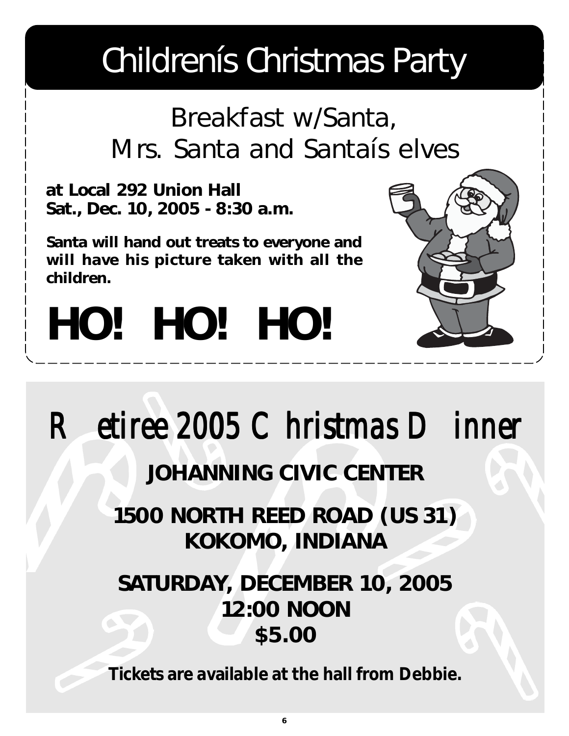# Childrenís Christmas Party

## Breakfast w/Santa, Mrs. Santa and Santaís elves

**at Local 292 Union Hall**
**Sat., Dec. 10, 2005 - 8:30 a.m.**

**Santa will hand out treats to everyone and will have his picture taken with all the children.**

# HO! HO! HO!

# Retiree 2005 Christmas Dinner

**JOHANNING CIVIC CENTER**

**1500 NORTH REED ROAD (US 31)**
**KOKOMO, INDIANA**

**SATURDAY, DECEMBER 10, 2005**
**12:00 NOON**
**$5.00**

**Tickets are available at the hall from Debbie.**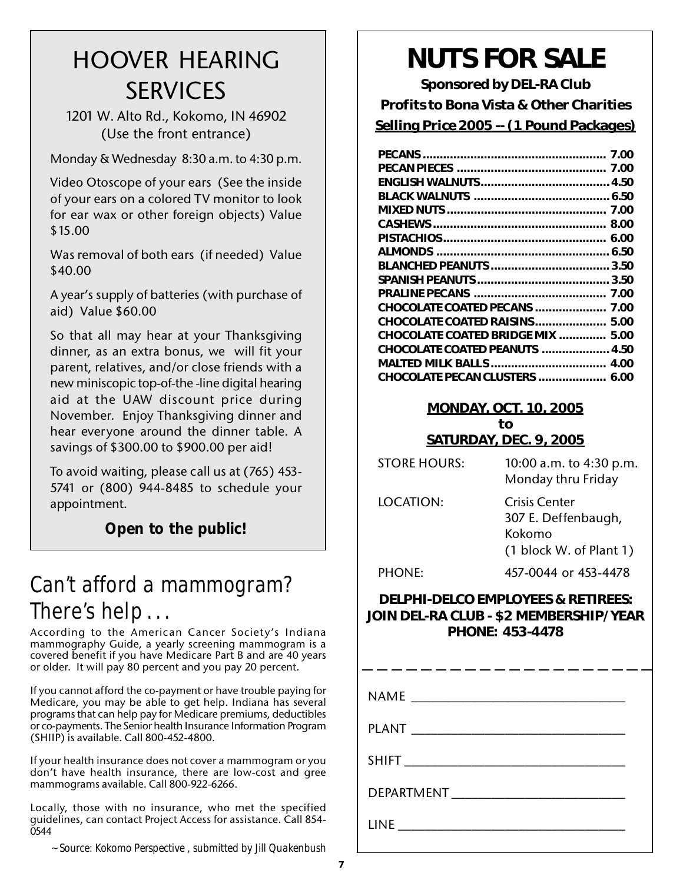# HOOVER HEARING SERVICES

1201 W. Alto Rd., Kokomo, IN 46902
(Use the front entrance)

Monday & Wednesday 8:30 a.m. to 4:30 p.m.

Video Otoscope of your ears (See the inside of your ears on a colored TV monitor to look for ear wax or other foreign objects) Value $15.00

Was removal of both ears (if needed) Value $40.00

A year's supply of batteries (with purchase of aid) Value $60.00

So that all may hear at your Thanksgiving dinner, as an extra bonus, we will fit your parent, relatives, and/or close friends with a new miniscopic top-of-the -line digital hearing aid at the UAW discount price during November. Enjoy Thanksgiving dinner and hear everyone around the dinner table. A savings of $300.00 to $900.00 per aid!

To avoid waiting, please call us at (765) 453-5741 or (800) 944-8485 to schedule your appointment.

**Open to the public!**

# Can't afford a mammogram? There's help . . .

According to the American Cancer Society's Indiana mammography Guide, a yearly screening mammogram is a covered benefit if you have Medicare Part B and are 40 years or older. It will pay 80 percent and you pay 20 percent.

If you cannot afford the co-payment or have trouble paying for Medicare, you may be able to get help. Indiana has several programs that can help pay for Medicare premiums, deductibles or co-payments. The Senior health Insurance Information Program (SHIIP) is available. Call 800-452-4800.

If your health insurance does not cover a mammogram or you don't have health insurance, there are low-cost and gree mammograms available. Call 800-922-6266.

Locally, those with no insurance, who met the specified guidelines, can contact Project Access for assistance. Call 854-0544

*~Source: Kokomo Perspective , submitted by Jill Quakenbush*

# NUTS FOR SALE

**Sponsored by DEL-RA Club**

**Profits to Bona Vista & Other Charities**

**Selling Price 2005 -- (1 Pound Packages)**

| Item | Price |
|---|---|
| PECANS | 7.00 |
| PECAN PIECES | 7.00 |
| ENGLISH WALNUTS | 4.50 |
| BLACK WALNUTS | 6.50 |
| MIXED NUTS | 7.00 |
| CASHEWS | 8.00 |
| PISTACHIOS | 6.00 |
| ALMONDS | 6.50 |
| BLANCHED PEANUTS | 3.50 |
| SPANISH PEANUTS | 3.50 |
| PRALINE PECANS | 7.00 |
| CHOCOLATE COATED PECANS | 7.00 |
| CHOCOLATE COATED RAISINS | 5.00 |
| CHOCOLATE COATED BRIDGE MIX | 5.00 |
| CHOCOLATE COATED PEANUTS | 4.50 |
| MALTED MILK BALLS | 4.00 |
| CHOCOLATE PECAN CLUSTERS | 6.00 |

**MONDAY, OCT. 10, 2005**
**to**
**SATURDAY, DEC. 9, 2005**

STORE HOURS: 10:00 a.m. to 4:30 p.m. Monday thru Friday

LOCATION: Crisis Center, 307 E. Deffenbaugh, Kokomo (1 block W. of Plant 1)

PHONE: 457-0044 or 453-4478

**DELPHI-DELCO EMPLOYEES & RETIREES:**
**JOIN DEL-RA CLUB - $2 MEMBERSHIP/YEAR**
**PHONE: 453-4478**

NAME ______________________

PLANT ______________________

SHIFT ______________________

DEPARTMENT ______________________

LINE ______________________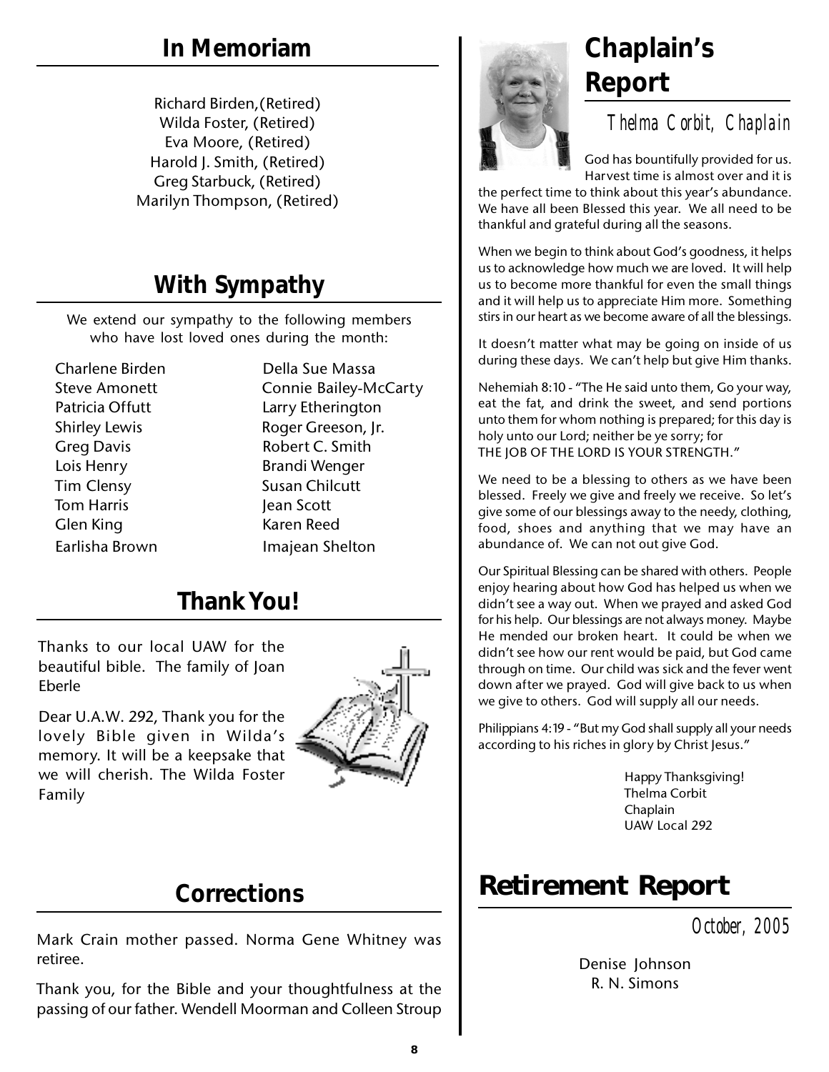## In Memoriam

Richard Birden,(Retired)
Wilda Foster, (Retired)
Eva Moore, (Retired)
Harold J. Smith, (Retired)
Greg Starbuck, (Retired)
Marilyn Thompson, (Retired)

## With Sympathy

We extend our sympathy to the following members who have lost loved ones during the month:

- Charlene Birden
- Steve Amonett
- Patricia Offutt
- Shirley Lewis
- Greg Davis
- Lois Henry
- Tim Clensy
- Tom Harris
- Glen King
- Earlisha Brown
- Della Sue Massa
- Connie Bailey-McCarty
- Larry Etherington
- Roger Greeson, Jr.
- Robert C. Smith
- Brandi Wenger
- Susan Chilcutt
- Jean Scott
- Karen Reed
- Imajean Shelton

## Thank You!

Thanks to our local UAW for the beautiful bible. The family of Joan Eberle

Dear U.A.W. 292, Thank you for the lovely Bible given in Wilda's memory. It will be a keepsake that we will cherish. The Wilda Foster Family

## Corrections

Mark Crain mother passed. Norma Gene Whitney was retiree.

Thank you, for the Bible and your thoughtfulness at the passing of our father. Wendell Moorman and Colleen Stroup

## Chaplain's Report

*Thelma Corbit, Chaplain*

God has bountifully provided for us. Harvest time is almost over and it is the perfect time to think about this year's abundance. We have all been Blessed this year. We all need to be thankful and grateful during all the seasons.

When we begin to think about God's goodness, it helps us to acknowledge how much we are loved. It will help us to become more thankful for even the small things and it will help us to appreciate Him more. Something stirs in our heart as we become aware of all the blessings.

It doesn't matter what may be going on inside of us during these days. We can't help but give Him thanks.

Nehemiah 8:10 - "The He said unto them, Go your way, eat the fat, and drink the sweet, and send portions unto them for whom nothing is prepared; for this day is holy unto our Lord; neither be ye sorry; for THE JOB OF THE LORD IS YOUR STRENGTH."

We need to be a blessing to others as we have been blessed. Freely we give and freely we receive. So let's give some of our blessings away to the needy, clothing, food, shoes and anything that we may have an abundance of. We can not out give God.

Our Spiritual Blessing can be shared with others. People enjoy hearing about how God has helped us when we didn't see a way out. When we prayed and asked God for his help. Our blessings are not always money. Maybe He mended our broken heart. It could be when we didn't see how our rent would be paid, but God came through on time. Our child was sick and the fever went down after we prayed. God will give back to us when we give to others. God will supply all our needs.

Philippians 4:19 - "But my God shall supply all your needs according to his riches in glory by Christ Jesus."

Happy Thanksgiving!
Thelma Corbit
Chaplain
UAW Local 292

## Retirement Report

*October, 2005*

Denise Johnson
R. N. Simons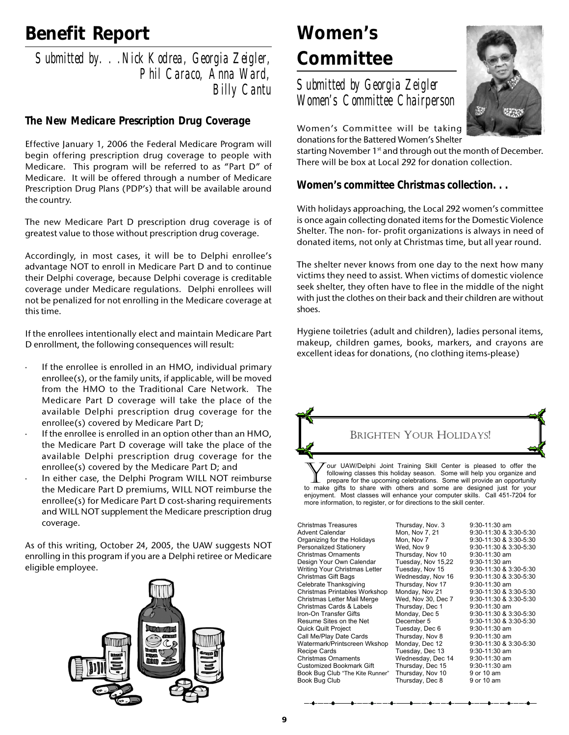# Benefit Report

*Submitted by. . .Nick Kodrea, Georgia Zeigler, Phil Caraco, Anna Ward, Billy Cantu*

### The New Medicare Prescription Drug Coverage

Effective January 1, 2006 the Federal Medicare Program will begin offering prescription drug coverage to people with Medicare. This program will be referred to as "Part D" of Medicare. It will be offered through a number of Medicare Prescription Drug Plans (PDP's) that will be available around the country.

The new Medicare Part D prescription drug coverage is of greatest value to those without prescription drug coverage.

Accordingly, in most cases, it will be to Delphi enrollee's advantage NOT to enroll in Medicare Part D and to continue their Delphi coverage, because Delphi coverage is creditable coverage under Medicare regulations. Delphi enrollees will not be penalized for not enrolling in the Medicare coverage at this time.

If the enrollees intentionally elect and maintain Medicare Part D enrollment, the following consequences will result:

- If the enrollee is enrolled in an HMO, individual primary enrollee(s), or the family units, if applicable, will be moved from the HMO to the Traditional Care Network. The Medicare Part D coverage will take the place of the available Delphi prescription drug coverage for the enrollee(s) covered by Medicare Part D;
- If the enrollee is enrolled in an option other than an HMO, the Medicare Part D coverage will take the place of the available Delphi prescription drug coverage for the enrollee(s) covered by the Medicare Part D; and
- In either case, the Delphi Program WILL NOT reimburse the Medicare Part D premiums, WILL NOT reimburse the enrollee(s) for Medicare Part D cost-sharing requirements and WILL NOT supplement the Medicare prescription drug coverage.

As of this writing, October 24, 2005, the UAW suggests NOT enrolling in this program if you are a Delphi retiree or Medicare eligible employee.

# Women's Committee

*Submitted by Georgia Zeigler*
*Women's Committee Chairperson*

Women's Committee will be taking donations for the Battered Women's Shelter starting November 1st and through out the month of December. There will be box at Local 292 for donation collection.

### Women's committee Christmas collection. . .

With holidays approaching, the Local 292 women's committee is once again collecting donated items for the Domestic Violence Shelter. The non- for- profit organizations is always in need of donated items, not only at Christmas time, but all year round.

The shelter never knows from one day to the next how many victims they need to assist. When victims of domestic violence seek shelter, they often have to flee in the middle of the night with just the clothes on their back and their children are without shoes.

Hygiene toiletries (adult and children), ladies personal items, makeup, children games, books, markers, and crayons are excellent ideas for donations, (no clothing items-please)

## Brighten Your Holidays!

Your UAW/Delphi Joint Training Skill Center is pleased to offer the following classes this holiday season. Some will help you organize and prepare for the upcoming celebrations. Some will provide an opportunity to make gifts to share with others and some are designed just for your enjoyment. Most classes will enhance your computer skills. Call 451-7204 for more information, to register, or for directions to the skill center.

| Class | Date | Time |
|---|---|---|
| Christmas Treasures | Thursday, Nov. 3 | 9:30-11:30 am |
| Advent Calendar | Mon, Nov 7, 21 | 9:30-11:30 & 3:30-5:30 |
| Organizing for the Holidays | Mon, Nov 7 | 9:30-11:30 & 3:30-5:30 |
| Personalized Stationery | Wed, Nov 9 | 9:30-11:30 & 3:30-5:30 |
| Christmas Ornaments | Thursday, Nov 10 | 9:30-11:30 am |
| Design Your Own Calendar | Tuesday, Nov 15,22 | 9:30-11:30 am |
| Writing Your Christmas Letter | Tuesday, Nov 15 | 9:30-11:30 & 3:30-5:30 |
| Christmas Gift Bags | Wednesday, Nov 16 | 9:30-11:30 & 3:30-5:30 |
| Celebrate Thanksgiving | Thursday, Nov 17 | 9:30-11:30 am |
| Christmas Printables Workshop | Monday, Nov 21 | 9:30-11:30 & 3:30-5:30 |
| Christmas Letter Mail Merge | Wed, Nov 30, Dec 7 | 9:30-11:30 & 3:30-5:30 |
| Christmas Cards & Labels | Thursday, Dec 1 | 9:30-11:30 am |
| Iron-On Transfer Gifts | Monday, Dec 5 | 9:30-11:30 & 3:30-5:30 |
| Resume Sites on the Net | December 5 | 9:30-11:30 & 3:30-5:30 |
| Quick Quilt Project | Tuesday, Dec 6 | 9:30-11:30 am |
| Call Me/Play Date Cards | Thursday, Nov 8 | 9:30-11:30 am |
| Watermark/Printscreen Wkshop | Monday, Dec 12 | 9:30-11:30 & 3:30-5:30 |
| Recipe Cards | Tuesday, Dec 13 | 9:30-11:30 am |
| Christmas Ornaments | Wednesday, Dec 14 | 9:30-11:30 am |
| Customized Bookmark Gift | Thursday, Dec 15 | 9:30-11:30 am |
| Book Bug Club "The Kite Runner" | Thursday, Nov 10 | 9 or 10 am |
| Book Bug Club | Thursday, Dec 8 | 9 or 10 am |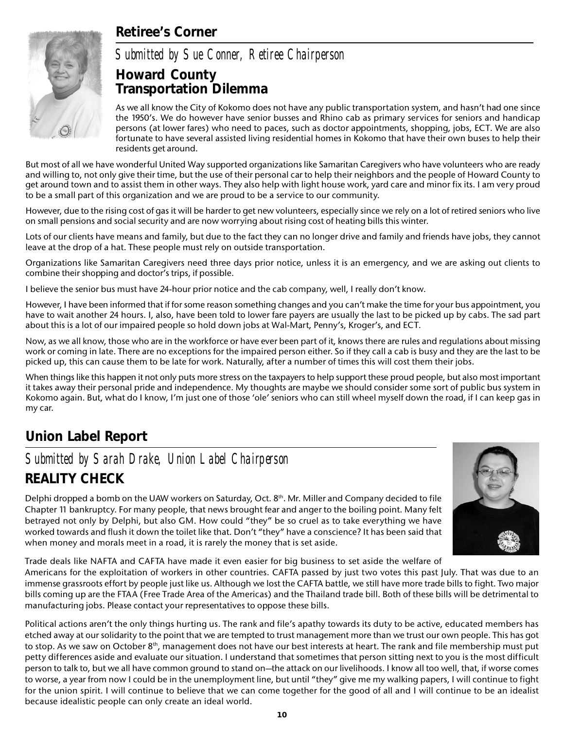## Retiree's Corner

*Submitted by Sue Conner, Retiree Chairperson*

### Howard County Transportation Dilemma

As we all know the City of Kokomo does not have any public transportation system, and hasn't had one since the 1950's. We do however have senior busses and Rhino cab as primary services for seniors and handicap persons (at lower fares) who need to paces, such as doctor appointments, shopping, jobs, ECT. We are also fortunate to have several assisted living residential homes in Kokomo that have their own buses to help their residents get around.

But most of all we have wonderful United Way supported organizations like Samaritan Caregivers who have volunteers who are ready and willing to, not only give their time, but the use of their personal car to help their neighbors and the people of Howard County to get around town and to assist them in other ways. They also help with light house work, yard care and minor fix its. I am very proud to be a small part of this organization and we are proud to be a service to our community.

However, due to the rising cost of gas it will be harder to get new volunteers, especially since we rely on a lot of retired seniors who live on small pensions and social security and are now worrying about rising cost of heating bills this winter.

Lots of our clients have means and family, but due to the fact they can no longer drive and family and friends have jobs, they cannot leave at the drop of a hat. These people must rely on outside transportation.

Organizations like Samaritan Caregivers need three days prior notice, unless it is an emergency, and we are asking out clients to combine their shopping and doctor's trips, if possible.

I believe the senior bus must have 24-hour prior notice and the cab company, well, I really don't know.

However, I have been informed that if for some reason something changes and you can't make the time for your bus appointment, you have to wait another 24 hours. I, also, have been told to lower fare payers are usually the last to be picked up by cabs. The sad part about this is a lot of our impaired people so hold down jobs at Wal-Mart, Penny's, Kroger's, and ECT.

Now, as we all know, those who are in the workforce or have ever been part of it, knows there are rules and regulations about missing work or coming in late. There are no exceptions for the impaired person either. So if they call a cab is busy and they are the last to be picked up, this can cause them to be late for work. Naturally, after a number of times this will cost them their jobs.

When things like this happen it not only puts more stress on the taxpayers to help support these proud people, but also most important it takes away their personal pride and independence. My thoughts are maybe we should consider some sort of public bus system in Kokomo again. But, what do I know, I'm just one of those 'ole' seniors who can still wheel myself down the road, if I can keep gas in my car.

## Union Label Report

*Submitted by Sarah Drake, Union Label Chairperson*

### REALITY CHECK

Delphi dropped a bomb on the UAW workers on Saturday, Oct. 8th. Mr. Miller and Company decided to file Chapter 11 bankruptcy. For many people, that news brought fear and anger to the boiling point. Many felt betrayed not only by Delphi, but also GM. How could "they" be so cruel as to take everything we have worked towards and flush it down the toilet like that. Don't "they" have a conscience? It has been said that when money and morals meet in a road, it is rarely the money that is set aside.

Trade deals like NAFTA and CAFTA have made it even easier for big business to set aside the welfare of Americans for the exploitation of workers in other countries. CAFTA passed by just two votes this past July. That was due to an immense grassroots effort by people just like us. Although we lost the CAFTA battle, we still have more trade bills to fight. Two major bills coming up are the FTAA (Free Trade Area of the Americas) and the Thailand trade bill. Both of these bills will be detrimental to manufacturing jobs. Please contact your representatives to oppose these bills.

Political actions aren't the only things hurting us. The rank and file's apathy towards its duty to be active, educated members has etched away at our solidarity to the point that we are tempted to trust management more than we trust our own people. This has got to stop. As we saw on October 8th, management does not have our best interests at heart. The rank and file membership must put petty differences aside and evaluate our situation. I understand that sometimes that person sitting next to you is the most difficult person to talk to, but we all have common ground to stand on—the attack on our livelihoods. I know all too well, that, if worse comes to worse, a year from now I could be in the unemployment line, but until "they" give me my walking papers, I will continue to fight for the union spirit. I will continue to believe that we can come together for the good of all and I will continue to be an idealist because idealistic people can only create an ideal world.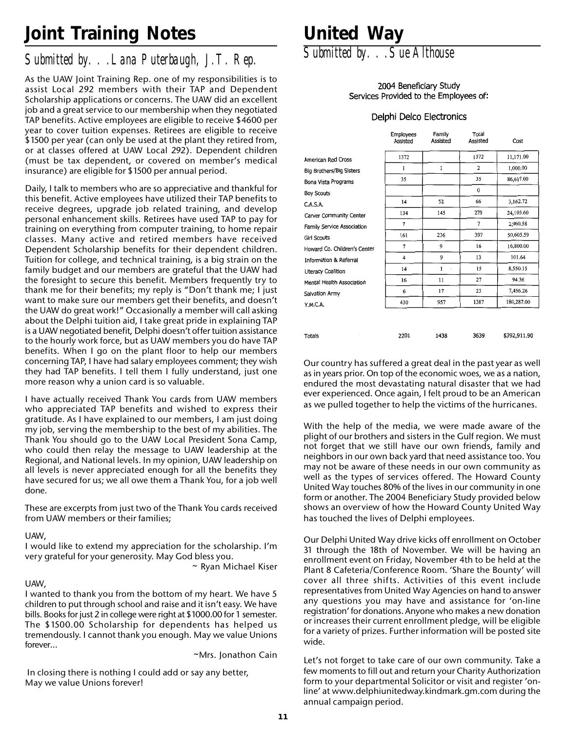# Joint Training Notes

## Submitted by. . .Lana Puterbaugh, J.T. Rep.

As the UAW Joint Training Rep. one of my responsibilities is to assist Local 292 members with their TAP and Dependent Scholarship applications or concerns. The UAW did an excellent job and a great service to our membership when they negotiated TAP benefits. Active employees are eligible to receive $4600 per year to cover tuition expenses. Retirees are eligible to receive $1500 per year (can only be used at the plant they retired from, or at classes offered at UAW Local 292). Dependent children (must be tax dependent, or covered on member's medical insurance) are eligible for $1500 per annual period.

Daily, I talk to members who are so appreciative and thankful for this benefit. Active employees have utilized their TAP benefits to receive degrees, upgrade job related training, and develop personal enhancement skills. Retirees have used TAP to pay for training on everything from computer training, to home repair classes. Many active and retired members have received Dependent Scholarship benefits for their dependent children. Tuition for college, and technical training, is a big strain on the family budget and our members are grateful that the UAW had the foresight to secure this benefit. Members frequently try to thank me for their benefits; my reply is "Don't thank me; I just want to make sure our members get their benefits, and doesn't the UAW do great work!" Occasionally a member will call asking about the Delphi tuition aid, I take great pride in explaining TAP is a UAW negotiated benefit, Delphi doesn't offer tuition assistance to the hourly work force, but as UAW members you do have TAP benefits. When I go on the plant floor to help our members concerning TAP, I have had salary employees comment; they wish they had TAP benefits. I tell them I fully understand, just one more reason why a union card is so valuable.

I have actually received Thank You cards from UAW members who appreciated TAP benefits and wished to express their gratitude. As I have explained to our members, I am just doing my job, serving the membership to the best of my abilities. The Thank You should go to the UAW Local President Sona Camp, who could then relay the message to UAW leadership at the Regional, and National levels. In my opinion, UAW leadership on all levels is never appreciated enough for all the benefits they have secured for us; we all owe them a Thank You, for a job well done.

These are excerpts from just two of the Thank You cards received from UAW members or their families;

UAW,
I would like to extend my appreciation for the scholarship. I'm very grateful for your generosity. May God bless you.

~ Ryan Michael Kiser

UAW,
I wanted to thank you from the bottom of my heart. We have 5 children to put through school and raise and it isn't easy. We have bills. Books for just 2 in college were right at $1000.00 for 1 semester. The $1500.00 Scholarship for dependents has helped us tremendously. I cannot thank you enough. May we value Unions forever...

~Mrs. Jonathon Cain

In closing there is nothing I could add or say any better,
May we value Unions forever!

# United Way

## Submitted by. . .Sue Althouse

2004 Beneficiary Study
Services Provided to the Employees of:

Delphi Delco Electronics

| | Employees Assisted | Family Assisted | Total Assisted | Cost |
|---|---|---|---|---|
| American Red Cross | 1372 | | 1372 | 11,171.00 |
| Big Brothers/Big Sisters | 1 | 1 | 2 | 1,000.00 |
| Bona Vista Programs | 35 | | 35 | 86,617.00 |
| Boy Scouts | | | 0 | |
| C.A.S.A. | 14 | 52 | 66 | 3,162.72 |
| Carver Community Center | 134 | 145 | 279 | 24,105.60 |
| Family Service Association | 7 | | 7 | 2,960.58 |
| Girl Scouts | 161 | 236 | 397 | 50,605.59 |
| Howard Co. Children's Center | 7 | 9 | 16 | 16,800.00 |
| Information & Referral | 4 | 9 | 13 | 101.64 |
| Literacy Coalition | 14 | 1 | 15 | 8,550.15 |
| Mental Health Association | 16 | 11 | 27 | 94.36 |
| Salvation Army | 6 | 17 | 23 | 7,456.26 |
| Y.M.C.A. | 430 | 957 | 1387 | 180,287.00 |
| Totals | 2201 | 1438 | 3639 | $392,911.90 |

Our country has suffered a great deal in the past year as well as in years prior. On top of the economic woes, we as a nation, endured the most devastating natural disaster that we had ever experienced. Once again, I felt proud to be an American as we pulled together to help the victims of the hurricanes.

With the help of the media, we were made aware of the plight of our brothers and sisters in the Gulf region. We must not forget that we still have our own friends, family and neighbors in our own back yard that need assistance too. You may not be aware of these needs in our own community as well as the types of services offered. The Howard County United Way touches 80% of the lives in our community in one form or another. The 2004 Beneficiary Study provided below shows an overview of how the Howard County United Way has touched the lives of Delphi employees.

Our Delphi United Way drive kicks off enrollment on October 31 through the 18th of November. We will be having an enrollment event on Friday, November 4th to be held at the Plant 8 Cafeteria/Conference Room. 'Share the Bounty' will cover all three shifts. Activities of this event include representatives from United Way Agencies on hand to answer any questions you may have and assistance for 'on-line registration' for donations. Anyone who makes a new donation or increases their current enrollment pledge, will be eligible for a variety of prizes. Further information will be posted site wide.

Let's not forget to take care of our own community. Take a few moments to fill out and return your Charity Authorization form to your departmental Solicitor or visit and register 'on-line' at www.delphiunitedway.kindmark.gm.com during the annual campaign period.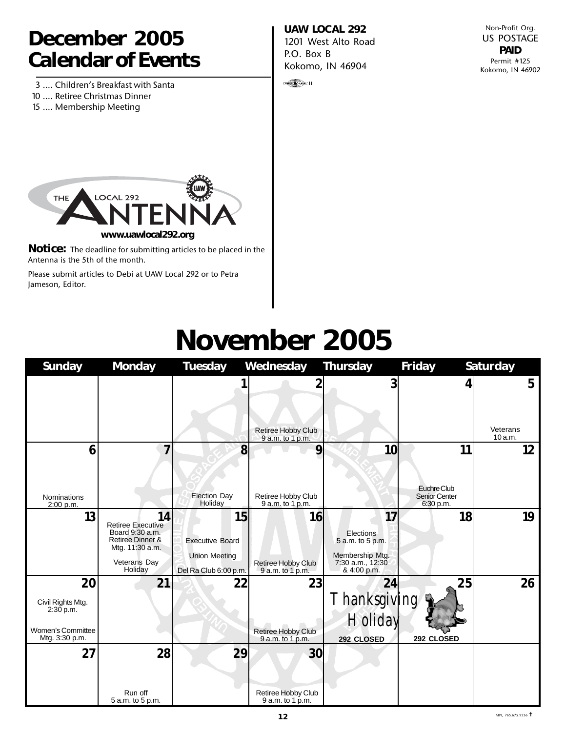# December 2005 Calendar of Events

3 .... Children's Breakfast with Santa
10 .... Retiree Christmas Dinner
15 .... Membership Meeting

THE LOCAL 292 ANTENNA
www.uawlocal292.org

**Notice:** The deadline for submitting articles to be placed in the Antenna is the 5th of the month.

Please submit articles to Debi at UAW Local 292 or to Petra Jameson, Editor.

**UAW LOCAL 292**
1201 West Alto Road
P.O. Box B
Kokomo, IN 46904

Non-Profit Org.
US POSTAGE
**PAID**
Permit #125
Kokomo, IN 46902

# November 2005

| Sunday | Monday | Tuesday | Wednesday | Thursday | Friday | Saturday |
|---|---|---|---|---|---|---|
| | | 1 | 2<br>Retiree Hobby Club 9 a.m. to 1 p.m. | 3 | 4 | 5<br>Veterans 10 a.m. |
| 6<br>Nominations 2:00 p.m. | 7 | 8<br>Election Day Holiday | 9<br>Retiree Hobby Club 9 a.m. to 1 p.m. | 10 | 11<br>Euchre Club Senior Center 6:30 p.m. | 12 |
| 13 | 14<br>Retiree Executive Board 9:30 a.m.<br>Retiree Dinner & Mtg. 11:30 a.m.<br>Veterans Day Holiday | 15<br>Executive Board<br>Union Meeting<br>Del Ra Club 6:00 p.m. | 16<br>Retiree Hobby Club 9 a.m. to 1 p.m. | 17<br>Elections 5 a.m. to 5 p.m.<br>Membership Mtg. 7:30 a.m., 12:30 & 4:00 p.m. | 18 | 19 |
| 20<br>Civil Rights Mtg. 2:30 p.m.<br>Women's Committee Mtg. 3:30 p.m. | 21 | 22 | 23<br>Retiree Hobby Club 9 a.m. to 1 p.m. | 24<br>Thanksgiving Holiday<br>292 CLOSED | 25<br>292 CLOSED | 26 |
| 27 | 28<br>Run off 5 a.m. to 5 p.m. | 29 | 30<br>Retiree Hobby Club 9 a.m. to 1 p.m. | | | |